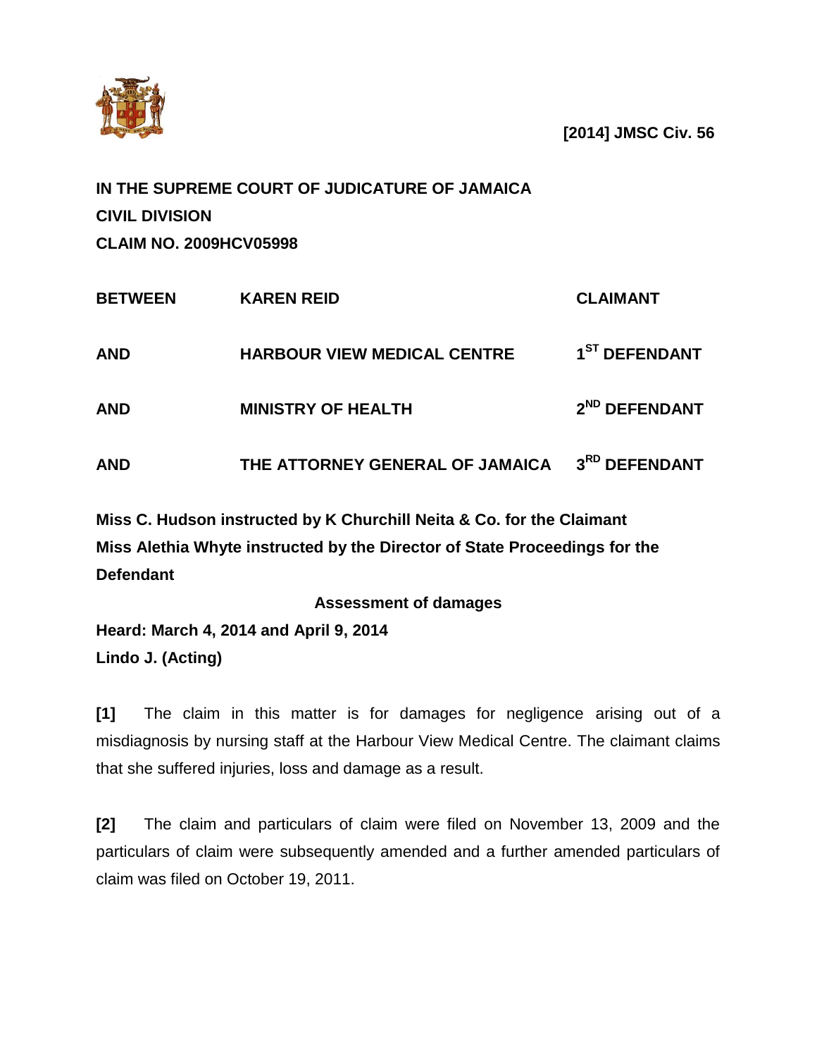**[2014] JMSC Civ. 56**

**IN THE SUPREME COURT OF JUDICATURE OF JAMAICA**

**CIVIL DIVISION**

**CLAIM NO. 2009HCV05998**

| | | |
|---|---|---|
| **BETWEEN** | **KAREN REID** | **CLAIMANT** |
| **AND** | **HARBOUR VIEW MEDICAL CENTRE** | **1ST DEFENDANT** |
| **AND** | **MINISTRY OF HEALTH** | **2ND DEFENDANT** |
| **AND** | **THE ATTORNEY GENERAL OF JAMAICA** | **3RD DEFENDANT** |

**Miss C. Hudson instructed by K Churchill Neita & Co. for the Claimant**

**Miss Alethia Whyte instructed by the Director of State Proceedings for the Defendant**

**Assessment of damages**

**Heard: March 4, 2014 and April 9, 2014**

**Lindo J. (Acting)**

**[1]** The claim in this matter is for damages for negligence arising out of a misdiagnosis by nursing staff at the Harbour View Medical Centre. The claimant claims that she suffered injuries, loss and damage as a result.

**[2]** The claim and particulars of claim were filed on November 13, 2009 and the particulars of claim were subsequently amended and a further amended particulars of claim was filed on October 19, 2011.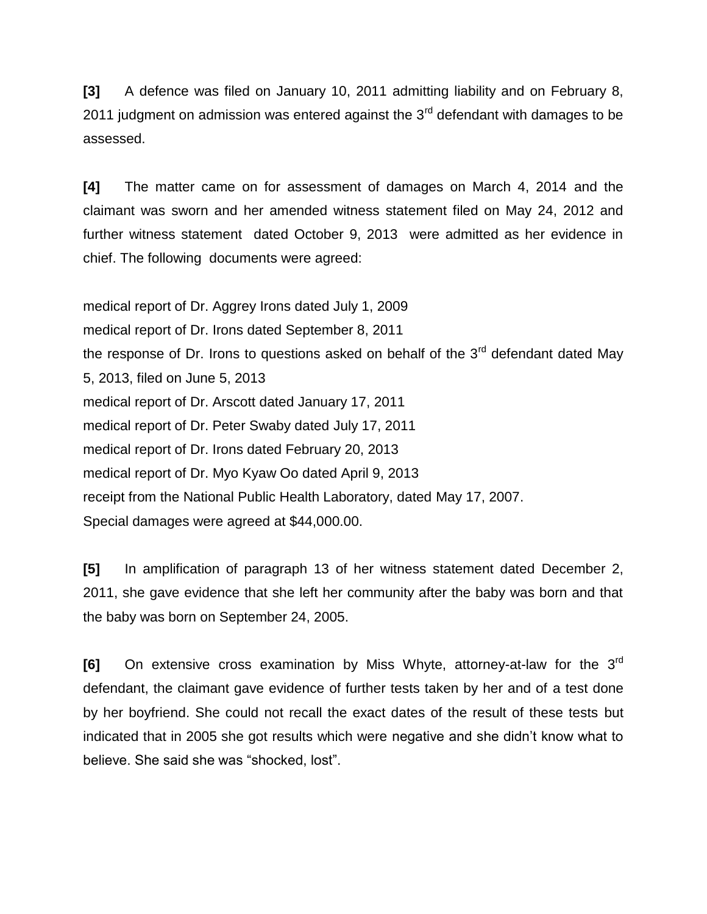**[3]** A defence was filed on January 10, 2011 admitting liability and on February 8, 2011 judgment on admission was entered against the 3rd defendant with damages to be assessed.

**[4]** The matter came on for assessment of damages on March 4, 2014 and the claimant was sworn and her amended witness statement filed on May 24, 2012 and further witness statement dated October 9, 2013 were admitted as her evidence in chief. The following documents were agreed:

medical report of Dr. Aggrey Irons dated July 1, 2009
medical report of Dr. Irons dated September 8, 2011
the response of Dr. Irons to questions asked on behalf of the 3rd defendant dated May 5, 2013, filed on June 5, 2013
medical report of Dr. Arscott dated January 17, 2011
medical report of Dr. Peter Swaby dated July 17, 2011
medical report of Dr. Irons dated February 20, 2013
medical report of Dr. Myo Kyaw Oo dated April 9, 2013
receipt from the National Public Health Laboratory, dated May 17, 2007.
Special damages were agreed at $44,000.00.

**[5]** In amplification of paragraph 13 of her witness statement dated December 2, 2011, she gave evidence that she left her community after the baby was born and that the baby was born on September 24, 2005.

**[6]** On extensive cross examination by Miss Whyte, attorney-at-law for the 3rd defendant, the claimant gave evidence of further tests taken by her and of a test done by her boyfriend. She could not recall the exact dates of the result of these tests but indicated that in 2005 she got results which were negative and she didn't know what to believe. She said she was "shocked, lost".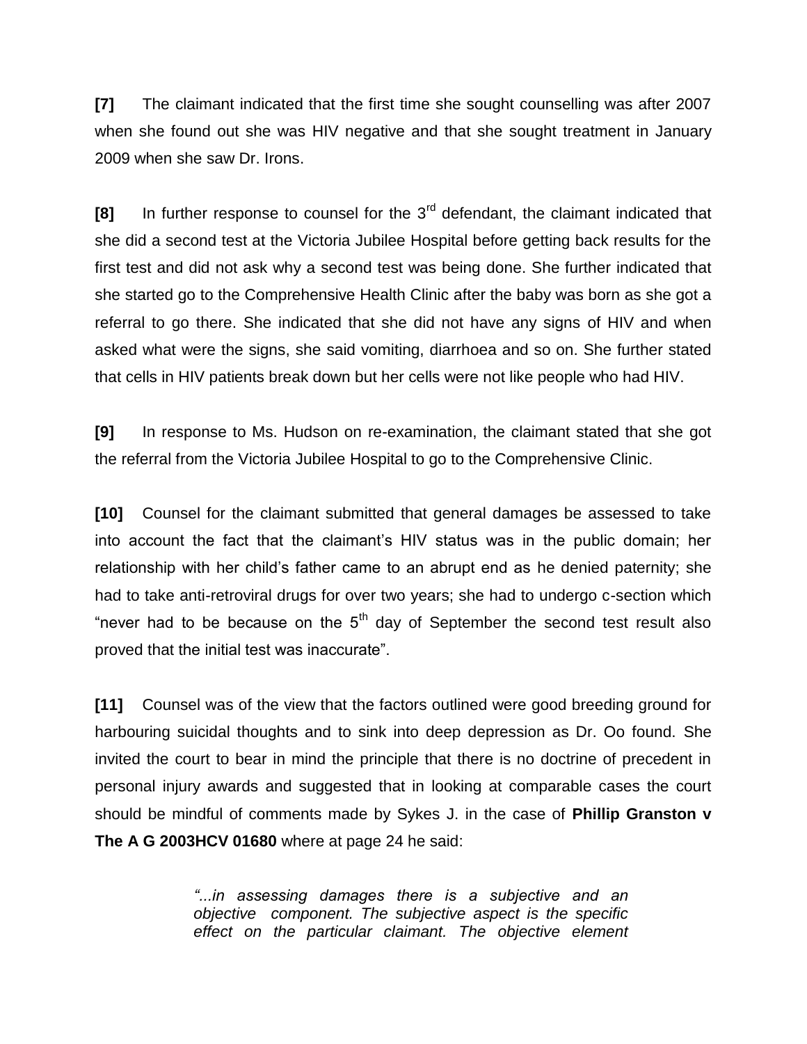**[7]** The claimant indicated that the first time she sought counselling was after 2007 when she found out she was HIV negative and that she sought treatment in January 2009 when she saw Dr. Irons.

**[8]** In further response to counsel for the 3rd defendant, the claimant indicated that she did a second test at the Victoria Jubilee Hospital before getting back results for the first test and did not ask why a second test was being done. She further indicated that she started go to the Comprehensive Health Clinic after the baby was born as she got a referral to go there. She indicated that she did not have any signs of HIV and when asked what were the signs, she said vomiting, diarrhoea and so on. She further stated that cells in HIV patients break down but her cells were not like people who had HIV.

**[9]** In response to Ms. Hudson on re-examination, the claimant stated that she got the referral from the Victoria Jubilee Hospital to go to the Comprehensive Clinic.

**[10]** Counsel for the claimant submitted that general damages be assessed to take into account the fact that the claimant's HIV status was in the public domain; her relationship with her child's father came to an abrupt end as he denied paternity; she had to take anti-retroviral drugs for over two years; she had to undergo c-section which "never had to be because on the 5th day of September the second test result also proved that the initial test was inaccurate".

**[11]** Counsel was of the view that the factors outlined were good breeding ground for harbouring suicidal thoughts and to sink into deep depression as Dr. Oo found. She invited the court to bear in mind the principle that there is no doctrine of precedent in personal injury awards and suggested that in looking at comparable cases the court should be mindful of comments made by Sykes J. in the case of **Phillip Granston v The A G 2003HCV 01680** where at page 24 he said:

> *"...in assessing damages there is a subjective and an objective component. The subjective aspect is the specific effect on the particular claimant. The objective element*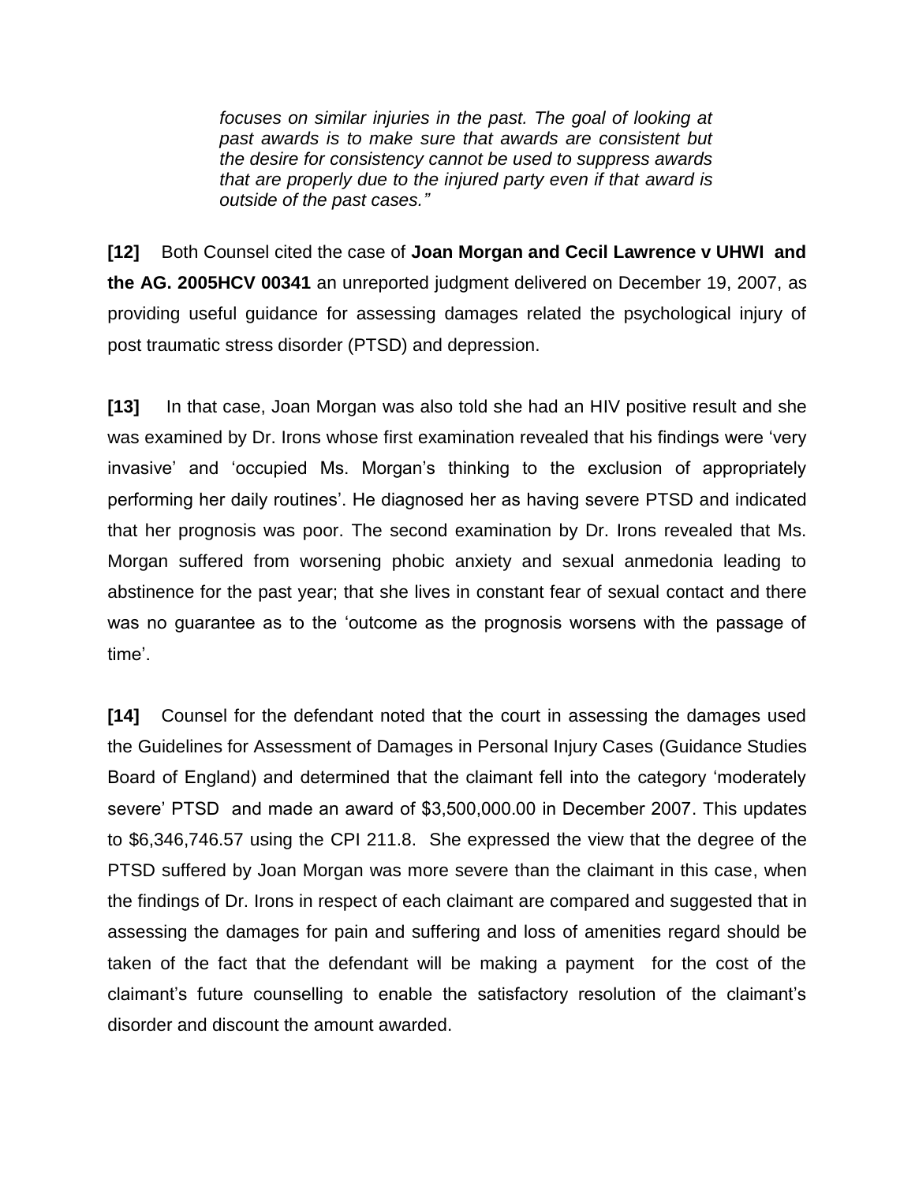*focuses on similar injuries in the past. The goal of looking at past awards is to make sure that awards are consistent but the desire for consistency cannot be used to suppress awards that are properly due to the injured party even if that award is outside of the past cases."*

**[12]** Both Counsel cited the case of **Joan Morgan and Cecil Lawrence v UHWI and the AG. 2005HCV 00341** an unreported judgment delivered on December 19, 2007, as providing useful guidance for assessing damages related the psychological injury of post traumatic stress disorder (PTSD) and depression.

**[13]** In that case, Joan Morgan was also told she had an HIV positive result and she was examined by Dr. Irons whose first examination revealed that his findings were 'very invasive' and 'occupied Ms. Morgan's thinking to the exclusion of appropriately performing her daily routines'. He diagnosed her as having severe PTSD and indicated that her prognosis was poor. The second examination by Dr. Irons revealed that Ms. Morgan suffered from worsening phobic anxiety and sexual anmedonia leading to abstinence for the past year; that she lives in constant fear of sexual contact and there was no guarantee as to the 'outcome as the prognosis worsens with the passage of time'.

**[14]** Counsel for the defendant noted that the court in assessing the damages used the Guidelines for Assessment of Damages in Personal Injury Cases (Guidance Studies Board of England) and determined that the claimant fell into the category 'moderately severe' PTSD and made an award of $3,500,000.00 in December 2007. This updates to $6,346,746.57 using the CPI 211.8. She expressed the view that the degree of the PTSD suffered by Joan Morgan was more severe than the claimant in this case, when the findings of Dr. Irons in respect of each claimant are compared and suggested that in assessing the damages for pain and suffering and loss of amenities regard should be taken of the fact that the defendant will be making a payment for the cost of the claimant's future counselling to enable the satisfactory resolution of the claimant's disorder and discount the amount awarded.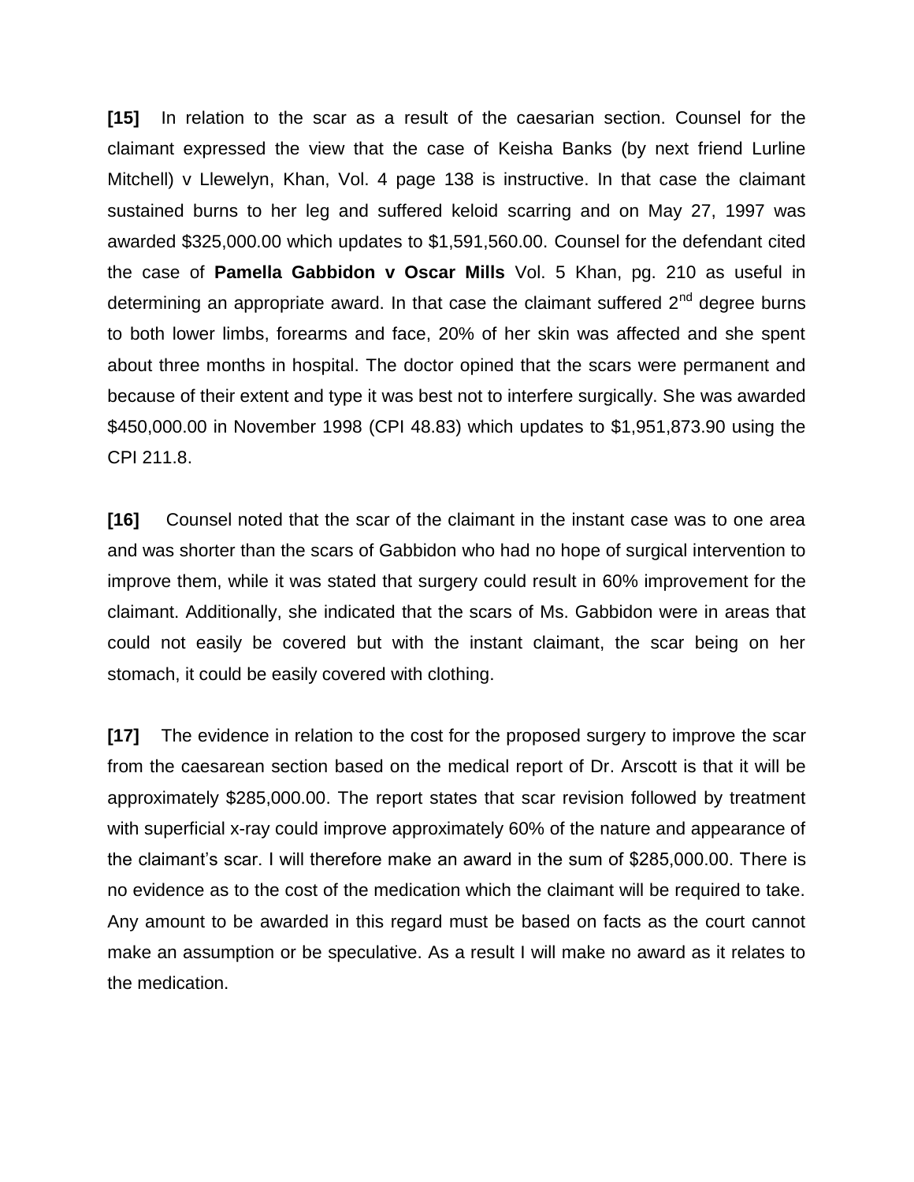**[15]** In relation to the scar as a result of the caesarian section. Counsel for the claimant expressed the view that the case of Keisha Banks (by next friend Lurline Mitchell) v Llewelyn, Khan, Vol. 4 page 138 is instructive. In that case the claimant sustained burns to her leg and suffered keloid scarring and on May 27, 1997 was awarded $325,000.00 which updates to $1,591,560.00. Counsel for the defendant cited the case of **Pamella Gabbidon v Oscar Mills** Vol. 5 Khan, pg. 210 as useful in determining an appropriate award. In that case the claimant suffered 2nd degree burns to both lower limbs, forearms and face, 20% of her skin was affected and she spent about three months in hospital. The doctor opined that the scars were permanent and because of their extent and type it was best not to interfere surgically. She was awarded $450,000.00 in November 1998 (CPI 48.83) which updates to $1,951,873.90 using the CPI 211.8.

**[16]** Counsel noted that the scar of the claimant in the instant case was to one area and was shorter than the scars of Gabbidon who had no hope of surgical intervention to improve them, while it was stated that surgery could result in 60% improvement for the claimant. Additionally, she indicated that the scars of Ms. Gabbidon were in areas that could not easily be covered but with the instant claimant, the scar being on her stomach, it could be easily covered with clothing.

**[17]** The evidence in relation to the cost for the proposed surgery to improve the scar from the caesarean section based on the medical report of Dr. Arscott is that it will be approximately $285,000.00. The report states that scar revision followed by treatment with superficial x-ray could improve approximately 60% of the nature and appearance of the claimant's scar. I will therefore make an award in the sum of $285,000.00. There is no evidence as to the cost of the medication which the claimant will be required to take. Any amount to be awarded in this regard must be based on facts as the court cannot make an assumption or be speculative. As a result I will make no award as it relates to the medication.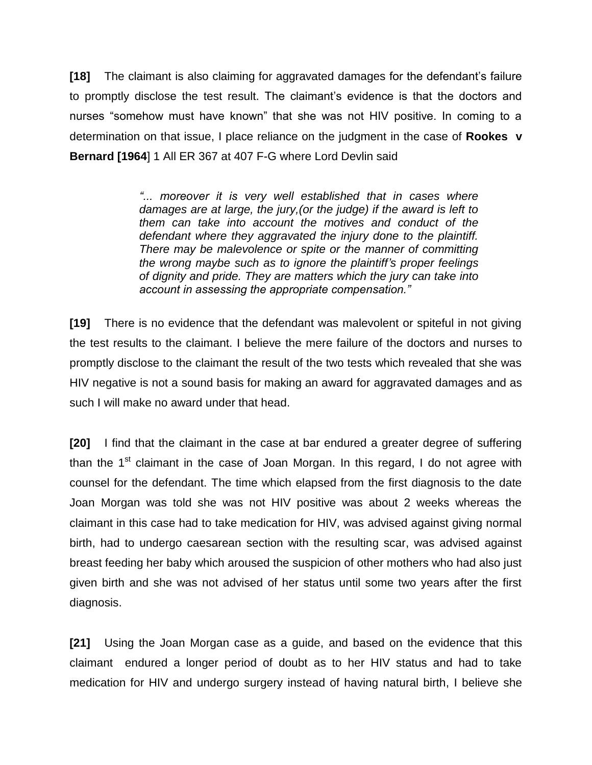**[18]** The claimant is also claiming for aggravated damages for the defendant's failure to promptly disclose the test result. The claimant's evidence is that the doctors and nurses "somehow must have known" that she was not HIV positive. In coming to a determination on that issue, I place reliance on the judgment in the case of **Rookes v Bernard [1964**] 1 All ER 367 at 407 F-G where Lord Devlin said

> *"... moreover it is very well established that in cases where damages are at large, the jury,(or the judge) if the award is left to them can take into account the motives and conduct of the defendant where they aggravated the injury done to the plaintiff. There may be malevolence or spite or the manner of committing the wrong maybe such as to ignore the plaintiff's proper feelings of dignity and pride. They are matters which the jury can take into account in assessing the appropriate compensation."*

**[19]** There is no evidence that the defendant was malevolent or spiteful in not giving the test results to the claimant. I believe the mere failure of the doctors and nurses to promptly disclose to the claimant the result of the two tests which revealed that she was HIV negative is not a sound basis for making an award for aggravated damages and as such I will make no award under that head.

**[20]** I find that the claimant in the case at bar endured a greater degree of suffering than the 1st claimant in the case of Joan Morgan. In this regard, I do not agree with counsel for the defendant. The time which elapsed from the first diagnosis to the date Joan Morgan was told she was not HIV positive was about 2 weeks whereas the claimant in this case had to take medication for HIV, was advised against giving normal birth, had to undergo caesarean section with the resulting scar, was advised against breast feeding her baby which aroused the suspicion of other mothers who had also just given birth and she was not advised of her status until some two years after the first diagnosis.

**[21]** Using the Joan Morgan case as a guide, and based on the evidence that this claimant endured a longer period of doubt as to her HIV status and had to take medication for HIV and undergo surgery instead of having natural birth, I believe she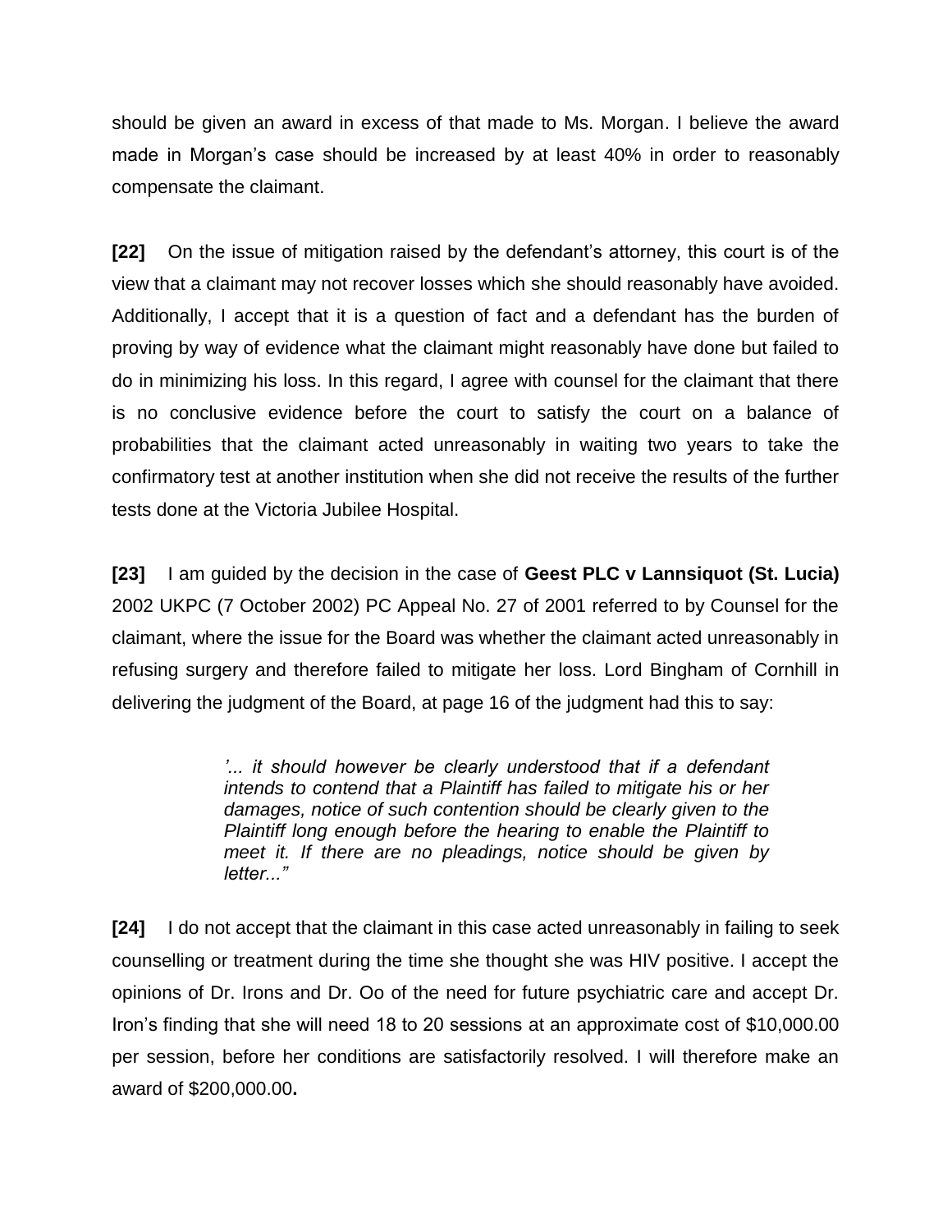should be given an award in excess of that made to Ms. Morgan. I believe the award made in Morgan's case should be increased by at least 40% in order to reasonably compensate the claimant.

**[22]** On the issue of mitigation raised by the defendant's attorney, this court is of the view that a claimant may not recover losses which she should reasonably have avoided. Additionally, I accept that it is a question of fact and a defendant has the burden of proving by way of evidence what the claimant might reasonably have done but failed to do in minimizing his loss. In this regard, I agree with counsel for the claimant that there is no conclusive evidence before the court to satisfy the court on a balance of probabilities that the claimant acted unreasonably in waiting two years to take the confirmatory test at another institution when she did not receive the results of the further tests done at the Victoria Jubilee Hospital.

**[23]** I am guided by the decision in the case of **Geest PLC v Lannsiquot (St. Lucia)** 2002 UKPC (7 October 2002) PC Appeal No. 27 of 2001 referred to by Counsel for the claimant, where the issue for the Board was whether the claimant acted unreasonably in refusing surgery and therefore failed to mitigate her loss. Lord Bingham of Cornhill in delivering the judgment of the Board, at page 16 of the judgment had this to say:

> *'... it should however be clearly understood that if a defendant intends to contend that a Plaintiff has failed to mitigate his or her damages, notice of such contention should be clearly given to the Plaintiff long enough before the hearing to enable the Plaintiff to meet it. If there are no pleadings, notice should be given by letter..."*

**[24]** I do not accept that the claimant in this case acted unreasonably in failing to seek counselling or treatment during the time she thought she was HIV positive. I accept the opinions of Dr. Irons and Dr. Oo of the need for future psychiatric care and accept Dr. Iron's finding that she will need 18 to 20 sessions at an approximate cost of $10,000.00 per session, before her conditions are satisfactorily resolved. I will therefore make an award of $200,000.00**.**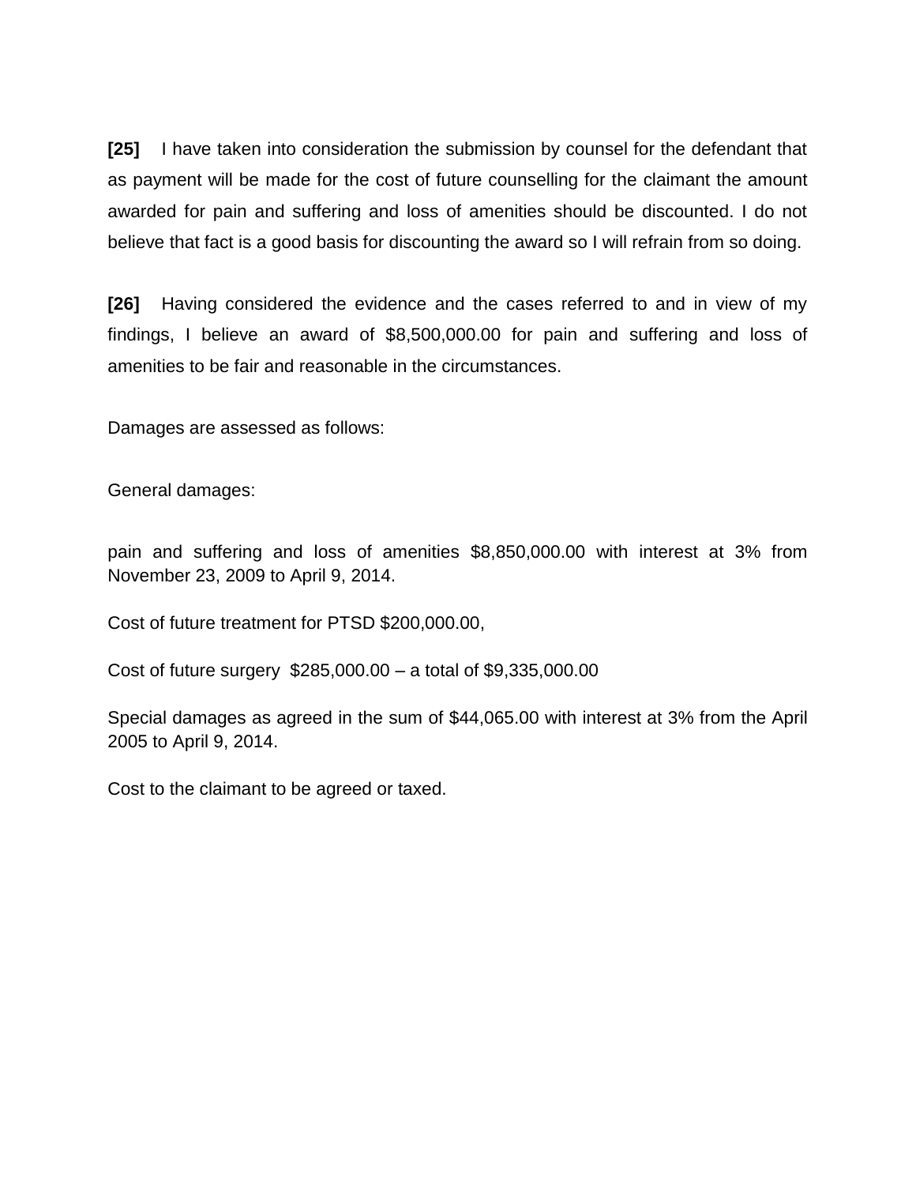**[25]** I have taken into consideration the submission by counsel for the defendant that as payment will be made for the cost of future counselling for the claimant the amount awarded for pain and suffering and loss of amenities should be discounted. I do not believe that fact is a good basis for discounting the award so I will refrain from so doing.

**[26]** Having considered the evidence and the cases referred to and in view of my findings, I believe an award of $8,500,000.00 for pain and suffering and loss of amenities to be fair and reasonable in the circumstances.

Damages are assessed as follows:

General damages:

pain and suffering and loss of amenities $8,850,000.00 with interest at 3% from November 23, 2009 to April 9, 2014.

Cost of future treatment for PTSD $200,000.00,

Cost of future surgery $285,000.00 – a total of $9,335,000.00

Special damages as agreed in the sum of $44,065.00 with interest at 3% from the April 2005 to April 9, 2014.

Cost to the claimant to be agreed or taxed.